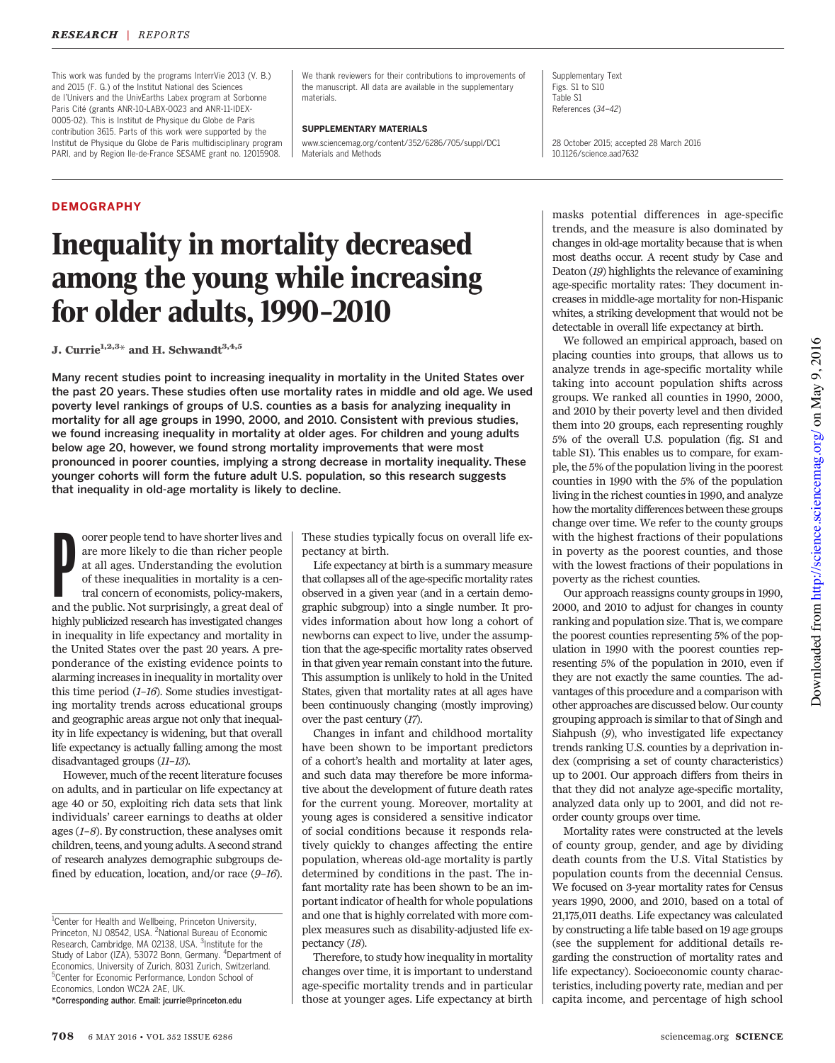This work was funded by the programs InterrVie 2013 (V. B.) and 2015 (F. G.) of the Institut National des Sciences de l'Univers and the UnivEarths Labex program at Sorbonne Paris Cité (grants ANR-10-LABX-0023 and ANR-11-IDEX-0005-02). This is Institut de Physique du Globe de Paris contribution 3615. Parts of this work were supported by the Institut de Physique du Globe de Paris multidisciplinary program PARI, and by Region Ile-de-France SESAME grant no. 12015908.

We thank reviewers for their contributions to improvements of the manuscript. All data are available in the supplementary materials.

**SUPPLEMENTARY MATERIALS**

www.sciencemag.org/content/352/6286/705/suppl/DC1
Materials and Methods
Supplementary Text
Figs. S1 to S10
Table S1
References (34–42)

28 October 2015; accepted 28 March 2016
10.1126/science.aad7632

**DEMOGRAPHY**

# Inequality in mortality decreased among the young while increasing for older adults, 1990–2010

**J. Currie[1,2,3]* and H. Schwandt[3,4,5]**

**Many recent studies point to increasing inequality in mortality in the United States over the past 20 years. These studies often use mortality rates in middle and old age. We used poverty level rankings of groups of U.S. counties as a basis for analyzing inequality in mortality for all age groups in 1990, 2000, and 2010. Consistent with previous studies, we found increasing inequality in mortality at older ages. For children and young adults below age 20, however, we found strong mortality improvements that were most pronounced in poorer counties, implying a strong decrease in mortality inequality. These younger cohorts will form the future adult U.S. population, so this research suggests that inequality in old-age mortality is likely to decline.**

Poorer people tend to have shorter lives and are more likely to die than richer people at all ages. Understanding the evolution of these inequalities in mortality is a central concern of economists, policy-makers, and the public. Not surprisingly, a great deal of highly publicized research has investigated changes in inequality in life expectancy and mortality in the United States over the past 20 years. A preponderance of the existing evidence points to alarming increases in inequality in mortality over this time period (*1–16*). Some studies investigating mortality trends across educational groups and geographic areas argue not only that inequality in life expectancy is widening, but that overall life expectancy is actually falling among the most disadvantaged groups (*11–13*).

However, much of the recent literature focuses on adults, and in particular on life expectancy at age 40 or 50, exploiting rich data sets that link individuals' career earnings to deaths at older ages (*1–8*). By construction, these analyses omit children, teens, and young adults. A second strand of research analyzes demographic subgroups defined by education, location, and/or race (*9–16*). These studies typically focus on overall life expectancy at birth.

Life expectancy at birth is a summary measure that collapses all of the age-specific mortality rates observed in a given year (and in a certain demographic subgroup) into a single number. It provides information about how long a cohort of newborns can expect to live, under the assumption that the age-specific mortality rates observed in that given year remain constant into the future. This assumption is unlikely to hold in the United States, given that mortality rates at all ages have been continuously changing (mostly improving) over the past century (*17*).

Changes in infant and childhood mortality have been shown to be important predictors of a cohort's health and mortality at later ages, and such data may therefore be more informative about the development of future death rates for the current young. Moreover, mortality at young ages is considered a sensitive indicator of social conditions because it responds relatively quickly to changes affecting the entire population, whereas old-age mortality is partly determined by conditions in the past. The infant mortality rate has been shown to be an important indicator of health for whole populations and one that is highly correlated with more complex measures such as disability-adjusted life expectancy (*18*).

Therefore, to study how inequality in mortality changes over time, it is important to understand age-specific mortality trends and in particular those at younger ages. Life expectancy at birth masks potential differences in age-specific trends, and the measure is also dominated by changes in old-age mortality because that is when most deaths occur. A recent study by Case and Deaton (*19*) highlights the relevance of examining age-specific mortality rates: They document increases in middle-age mortality for non-Hispanic whites, a striking development that would not be detectable in overall life expectancy at birth.

We followed an empirical approach, based on placing counties into groups, that allows us to analyze trends in age-specific mortality while taking into account population shifts across groups. We ranked all counties in 1990, 2000, and 2010 by their poverty level and then divided them into 20 groups, each representing roughly 5% of the overall U.S. population (fig. S1 and table S1). This enables us to compare, for example, the 5% of the population living in the poorest counties in 1990 with the 5% of the population living in the richest counties in 1990, and analyze how the mortality differences between these groups change over time. We refer to the county groups with the highest fractions of their populations in poverty as the poorest counties, and those with the lowest fractions of their populations in poverty as the richest counties.

Our approach reassigns county groups in 1990, 2000, and 2010 to adjust for changes in county ranking and population size. That is, we compare the poorest counties representing 5% of the population in 1990 with the poorest counties representing 5% of the population in 2010, even if they are not exactly the same counties. The advantages of this procedure and a comparison with other approaches are discussed below. Our county grouping approach is similar to that of Singh and Siahpush (*9*), who investigated life expectancy trends ranking U.S. counties by a deprivation index (comprising a set of county characteristics) up to 2001. Our approach differs from theirs in that they did not analyze age-specific mortality, analyzed data only up to 2001, and did not reorder county groups over time.

Mortality rates were constructed at the levels of county group, gender, and age by dividing death counts from the U.S. Vital Statistics by population counts from the decennial Census. We focused on 3-year mortality rates for Census years 1990, 2000, and 2010, based on a total of 21,175,011 deaths. Life expectancy was calculated by constructing a life table based on 19 age groups (see the supplement for additional details regarding the construction of mortality rates and life expectancy). Socioeconomic county characteristics, including poverty rate, median and per capita income, and percentage of high school

[1]Center for Health and Wellbeing, Princeton University, Princeton, NJ 08542, USA. [2]National Bureau of Economic Research, Cambridge, MA 02138, USA. [3]Institute for the Study of Labor (IZA), 53072 Bonn, Germany. [4]Department of Economics, University of Zurich, 8031 Zurich, Switzerland. [5]Center for Economic Performance, London School of Economics, London WC2A 2AE, UK.
*Corresponding author. Email: jcurrie@princeton.edu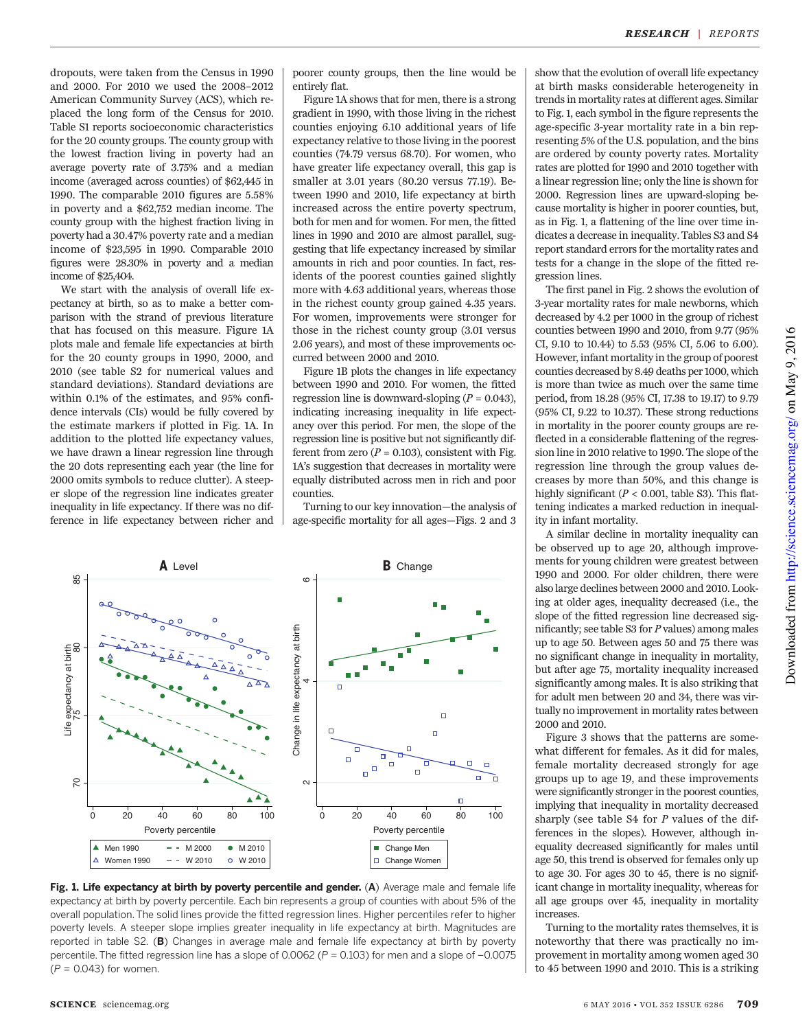dropouts, were taken from the Census in 1990 and 2000. For 2010 we used the 2008–2012 American Community Survey (ACS), which replaced the long form of the Census for 2010. Table S1 reports socioeconomic characteristics for the 20 county groups. The county group with the lowest fraction living in poverty had an average poverty rate of 3.75% and a median income (averaged across counties) of $62,445 in 1990. The comparable 2010 figures are 5.58% in poverty and a $62,752 median income. The county group with the highest fraction living in poverty had a 30.47% poverty rate and a median income of $23,595 in 1990. Comparable 2010 figures were 28.30% in poverty and a median income of $25,404.

We start with the analysis of overall life expectancy at birth, so as to make a better comparison with the strand of previous literature that has focused on this measure. Figure 1A plots male and female life expectancies at birth for the 20 county groups in 1990, 2000, and 2010 (see table S2 for numerical values and standard deviations). Standard deviations are within 0.1% of the estimates, and 95% confidence intervals (CIs) would be fully covered by the estimate markers if plotted in Fig. 1A. In addition to the plotted life expectancy values, we have drawn a linear regression line through the 20 dots representing each year (the line for 2000 omits symbols to reduce clutter). A steeper slope of the regression line indicates greater inequality in life expectancy. If there was no difference in life expectancy between richer and poorer county groups, then the line would be entirely flat.

Figure 1A shows that for men, there is a strong gradient in 1990, with those living in the richest counties enjoying 6.10 additional years of life expectancy relative to those living in the poorest counties (74.79 versus 68.70). For women, who have greater life expectancy overall, this gap is smaller at 3.01 years (80.20 versus 77.19). Between 1990 and 2010, life expectancy at birth increased across the entire poverty spectrum, both for men and for women. For men, the fitted lines in 1990 and 2010 are almost parallel, suggesting that life expectancy increased by similar amounts in rich and poor counties. In fact, residents of the poorest counties gained slightly more with 4.63 additional years, whereas those in the richest county group gained 4.35 years. For women, improvements were stronger for those in the richest county group (3.01 versus 2.06 years), and most of these improvements occurred between 2000 and 2010.

Figure 1B plots the changes in life expectancy between 1990 and 2010. For women, the fitted regression line is downward-sloping ($P = 0.043$), indicating increasing inequality in life expectancy over this period. For men, the slope of the regression line is positive but not significantly different from zero ($P = 0.103$), consistent with Fig. 1A's suggestion that decreases in mortality were equally distributed across men in rich and poor counties.

Turning to our key innovation—the analysis of age-specific mortality for all ages—Figs. 2 and 3 show that the evolution of overall life expectancy at birth masks considerable heterogeneity in trends in mortality rates at different ages. Similar to Fig. 1, each symbol in the figure represents the age-specific 3-year mortality rate in a bin representing 5% of the U.S. population, and the bins are ordered by county poverty rates. Mortality rates are plotted for 1990 and 2010 together with a linear regression line; only the line is shown for 2000. Regression lines are upward-sloping because mortality is higher in poorer counties, but, as in Fig. 1, a flattening of the line over time indicates a decrease in inequality. Tables S3 and S4 report standard errors for the mortality rates and tests for a change in the slope of the fitted regression lines.

The first panel in Fig. 2 shows the evolution of 3-year mortality rates for male newborns, which decreased by 4.2 per 1000 in the group of richest counties between 1990 and 2010, from 9.77 (95% CI, 9.10 to 10.44) to 5.53 (95% CI, 5.06 to 6.00). However, infant mortality in the group of poorest counties decreased by 8.49 deaths per 1000, which is more than twice as much over the same time period, from 18.28 (95% CI, 17.38 to 19.17) to 9.79 (95% CI, 9.22 to 10.37). These strong reductions in mortality in the poorer county groups are reflected in a considerable flattening of the regression line in 2010 relative to 1990. The slope of the regression line through the group values decreases by more than 50%, and this change is highly significant ($P < 0.001$, table S3). This flattening indicates a marked reduction in inequality in infant mortality.

A similar decline in mortality inequality can be observed up to age 20, although improvements for young children were greatest between 1990 and 2000. For older children, there were also large declines between 2000 and 2010. Looking at older ages, inequality decreased (i.e., the slope of the fitted regression line decreased significantly; see table S3 for $P$ values) among males up to age 50. Between ages 50 and 75 there was no significant change in inequality in mortality, but after age 75, mortality inequality increased significantly among males. It is also striking that for adult men between 20 and 34, there was virtually no improvement in mortality rates between 2000 and 2010.

Figure 3 shows that the patterns are somewhat different for females. As it did for males, female mortality decreased strongly for age groups up to age 19, and these improvements were significantly stronger in the poorest counties, implying that inequality in mortality decreased sharply (see table S4 for $P$ values of the differences in the slopes). However, although inequality decreased significantly for males until age 50, this trend is observed for females only up to age 30. For ages 30 to 45, there is no significant change in mortality inequality, whereas for all age groups over 45, inequality in mortality increases.

Turning to the mortality rates themselves, it is noteworthy that there was practically no improvement in mortality among women aged 30 to 45 between 1990 and 2010. This is a striking

**Fig. 1. Life expectancy at birth by poverty percentile and gender.** (**A**) Average male and female life expectancy at birth by poverty percentile. Each bin represents a group of counties with about 5% of the overall population. The solid lines provide the fitted regression lines. Higher percentiles refer to higher poverty levels. A steeper slope implies greater inequality in life expectancy at birth. Magnitudes are reported in table S2. (**B**) Changes in average male and female life expectancy at birth by poverty percentile. The fitted regression line has a slope of 0.0062 ($P = 0.103$) for men and a slope of −0.0075 ($P = 0.043$) for women.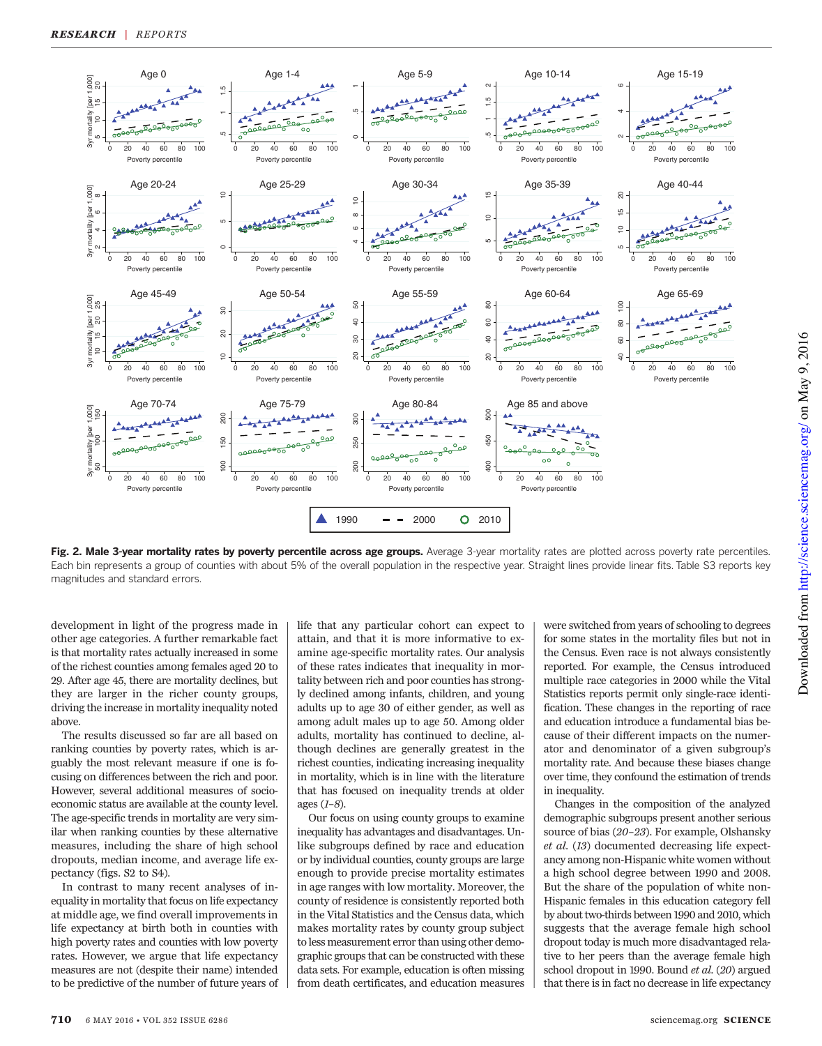Age 0

3yr mortality (per 1,000)

Poverty percentile

Age 1-4

Age 5-9

Age 10-14

Age 15-19

Age 20-24

Age 25-29

Age 30-34

Age 35-39

Age 40-44

Age 45-49

Age 50-54

Age 55-59

Age 60-64

Age 65-69

Age 70-74

Age 75-79

Age 80-84

Age 85 and above

1990 2000 2010

**Fig. 2. Male 3-year mortality rates by poverty percentile across age groups.** Average 3-year mortality rates are plotted across poverty rate percentiles. Each bin represents a group of counties with about 5% of the overall population in the respective year. Straight lines provide linear fits. Table S3 reports key magnitudes and standard errors.

development in light of the progress made in other age categories. A further remarkable fact is that mortality rates actually increased in some of the richest counties among females aged 20 to 29. After age 45, there are mortality declines, but they are larger in the richer county groups, driving the increase in mortality inequality noted above.

The results discussed so far are all based on ranking counties by poverty rates, which is arguably the most relevant measure if one is focusing on differences between the rich and poor. However, several additional measures of socioeconomic status are available at the county level. The age-specific trends in mortality are very similar when ranking counties by these alternative measures, including the share of high school dropouts, median income, and average life expectancy (figs. S2 to S4).

In contrast to many recent analyses of inequality in mortality that focus on life expectancy at middle age, we find overall improvements in life expectancy at birth both in counties with high poverty rates and counties with low poverty rates. However, we argue that life expectancy measures are not (despite their name) intended to be predictive of the number of future years of life that any particular cohort can expect to attain, and that it is more informative to examine age-specific mortality rates. Our analysis of these rates indicates that inequality in mortality between rich and poor counties has strongly declined among infants, children, and young adults up to age 30 of either gender, as well as among adult males up to age 50. Among older adults, mortality has continued to decline, although declines are generally greatest in the richest counties, indicating increasing inequality in mortality, which is in line with the literature that has focused on inequality trends at older ages (*1*–*8*).

Our focus on using county groups to examine inequality has advantages and disadvantages. Unlike subgroups defined by race and education or by individual counties, county groups are large enough to provide precise mortality estimates in age ranges with low mortality. Moreover, the county of residence is consistently reported both in the Vital Statistics and the Census data, which makes mortality rates by county group subject to less measurement error than using other demographic groups that can be constructed with these data sets. For example, education is often missing from death certificates, and education measures were switched from years of schooling to degrees for some states in the mortality files but not in the Census. Even race is not always consistently reported. For example, the Census introduced multiple race categories in 2000 while the Vital Statistics reports permit only single-race identification. These changes in the reporting of race and education introduce a fundamental bias because of their different impacts on the numerator and denominator of a given subgroup's mortality rate. And because these biases change over time, they confound the estimation of trends in inequality.

Changes in the composition of the analyzed demographic subgroups present another serious source of bias (*20*–*23*). For example, Olshansky *et al.* (*13*) documented decreasing life expectancy among non-Hispanic white women without a high school degree between 1990 and 2008. But the share of the population of white non-Hispanic females in this education category fell by about two-thirds between 1990 and 2010, which suggests that the average female high school dropout today is much more disadvantaged relative to her peers than the average female high school dropout in 1990. Bound *et al.* (*20*) argued that there is in fact no decrease in life expectancy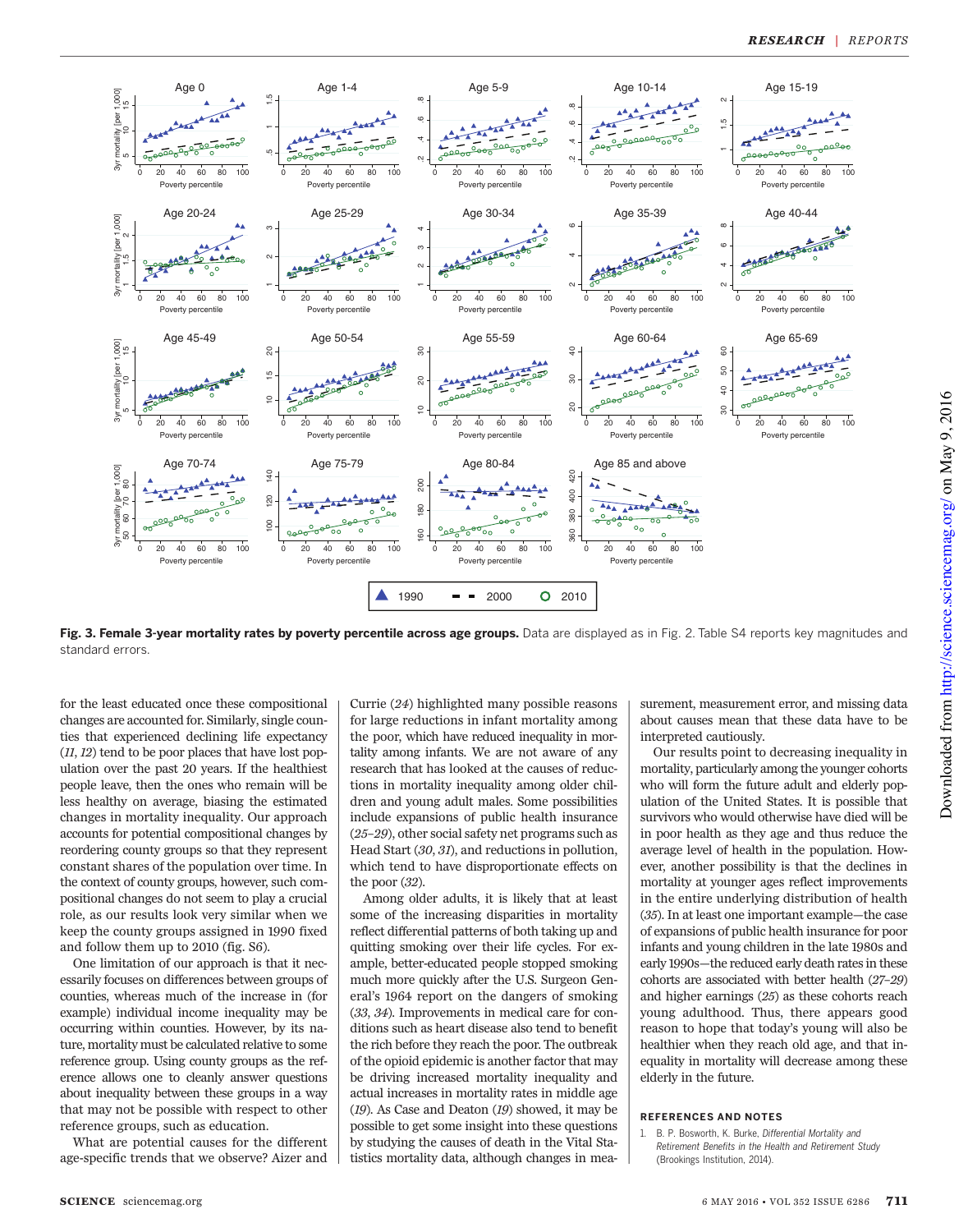**Fig. 3. Female 3-year mortality rates by poverty percentile across age groups.** Data are displayed as in Fig. 2. Table S4 reports key magnitudes and standard errors.

for the least educated once these compositional changes are accounted for. Similarly, single counties that experienced declining life expectancy (*11*, *12*) tend to be poor places that have lost population over the past 20 years. If the healthiest people leave, then the ones who remain will be less healthy on average, biasing the estimated changes in mortality inequality. Our approach accounts for potential compositional changes by reordering county groups so that they represent constant shares of the population over time. In the context of county groups, however, such compositional changes do not seem to play a crucial role, as our results look very similar when we keep the county groups assigned in 1990 fixed and follow them up to 2010 (fig. S6).

One limitation of our approach is that it necessarily focuses on differences between groups of counties, whereas much of the increase in (for example) individual income inequality may be occurring within counties. However, by its nature, mortality must be calculated relative to some reference group. Using county groups as the reference allows one to cleanly answer questions about inequality between these groups in a way that may not be possible with respect to other reference groups, such as education.

What are potential causes for the different age-specific trends that we observe? Aizer and Currie (*24*) highlighted many possible reasons for large reductions in infant mortality among the poor, which have reduced inequality in mortality among infants. We are not aware of any research that has looked at the causes of reductions in mortality inequality among older children and young adult males. Some possibilities include expansions of public health insurance (*25*–*29*), other social safety net programs such as Head Start (*30*, *31*), and reductions in pollution, which tend to have disproportionate effects on the poor (*32*).

Among older adults, it is likely that at least some of the increasing disparities in mortality reflect differential patterns of both taking up and quitting smoking over their life cycles. For example, better-educated people stopped smoking much more quickly after the U.S. Surgeon General's 1964 report on the dangers of smoking (*33*, *34*). Improvements in medical care for conditions such as heart disease also tend to benefit the rich before they reach the poor. The outbreak of the opioid epidemic is another factor that may be driving increased mortality inequality and actual increases in mortality rates in middle age (*19*). As Case and Deaton (*19*) showed, it may be possible to get some insight into these questions by studying the causes of death in the Vital Statistics mortality data, although changes in measurement, measurement error, and missing data about causes mean that these data have to be interpreted cautiously.

Our results point to decreasing inequality in mortality, particularly among the younger cohorts who will form the future adult and elderly population of the United States. It is possible that survivors who would otherwise have died will be in poor health as they age and thus reduce the average level of health in the population. However, another possibility is that the declines in mortality at younger ages reflect improvements in the entire underlying distribution of health (*35*). In at least one important example—the case of expansions of public health insurance for poor infants and young children in the late 1980s and early 1990s—the reduced early death rates in these cohorts are associated with better health (*27*–*29*) and higher earnings (*25*) as these cohorts reach young adulthood. Thus, there appears good reason to hope that today's young will also be healthier when they reach old age, and that inequality in mortality will decrease among these elderly in the future.

## REFERENCES AND NOTES

1. B. P. Bosworth, K. Burke, *Differential Mortality and Retirement Benefits in the Health and Retirement Study* (Brookings Institution, 2014).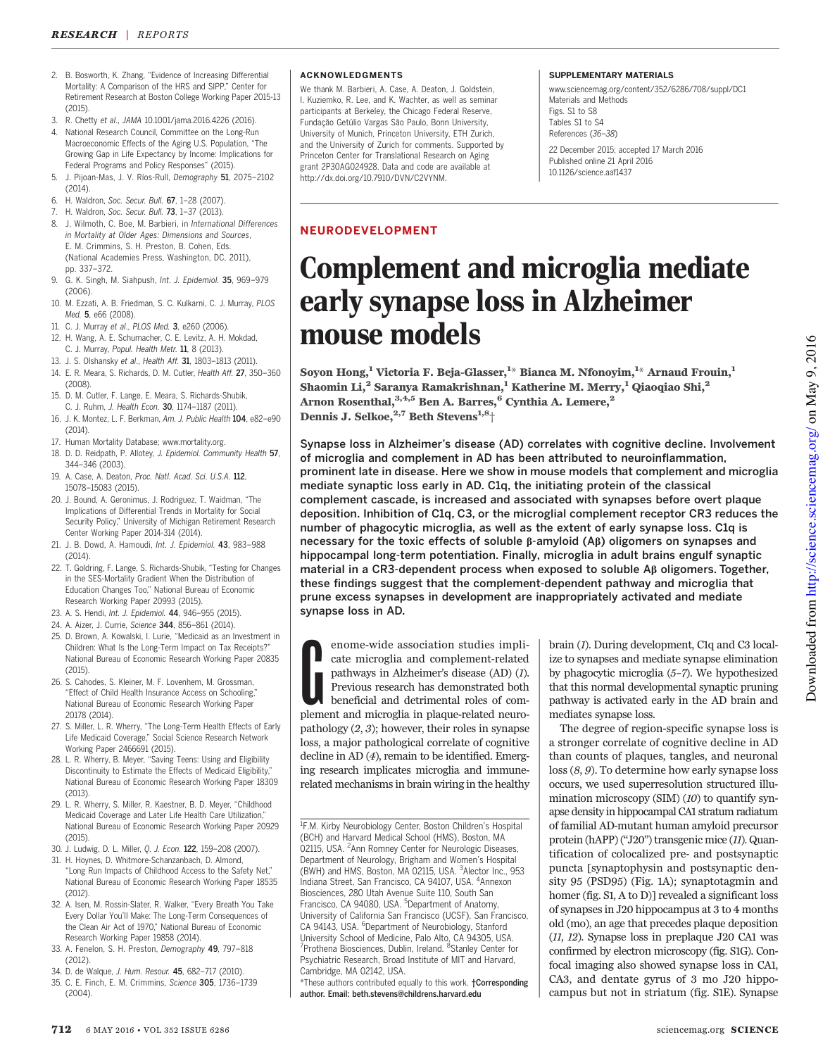2. B. Bosworth, K. Zhang, "Evidence of Increasing Differential Mortality: A Comparison of the HRS and SIPP," Center for Retirement Research at Boston College Working Paper 2015-13 (2015).
3. R. Chetty *et al.*, *JAMA* 10.1001/jama.2016.4226 (2016).
4. National Research Council, Committee on the Long-Run Macroeconomic Effects of the Aging U.S. Population, "The Growing Gap in Life Expectancy by Income: Implications for Federal Programs and Policy Responses" (2015).
5. J. Pijoan-Mas, J. V. Ríos-Rull, *Demography* **51**, 2075–2102 (2014).
6. H. Waldron, *Soc. Secur. Bull.* **67**, 1–28 (2007).
7. H. Waldron, *Soc. Secur. Bull.* **73**, 1–37 (2013).
8. J. Wilmoth, C. Boe, M. Barbieri, in *International Differences in Mortality at Older Ages: Dimensions and Sources*, E. M. Crimmins, S. H. Preston, B. Cohen, Eds. (National Academies Press, Washington, DC, 2011), pp. 337–372.
9. G. K. Singh, M. Siahpush, *Int. J. Epidemiol.* **35**, 969–979 (2006).
10. M. Ezzati, A. B. Friedman, S. C. Kulkarni, C. J. Murray, *PLOS Med.* **5**, e66 (2008).
11. C. J. Murray *et al.*, *PLOS Med.* **3**, e260 (2006).
12. H. Wang, A. E. Schumacher, C. E. Levitz, A. H. Mokdad, C. J. Murray, *Popul. Health Metr.* **11**, 8 (2013).
13. J. S. Olshansky *et al.*, *Health Aff.* **31**, 1803–1813 (2011).
14. E. R. Meara, S. Richards, D. M. Cutler, *Health Aff.* **27**, 350–360 (2008).
15. D. M. Cutler, F. Lange, E. Meara, S. Richards-Shubik, C. J. Ruhm, *J. Health Econ.* **30**, 1174–1187 (2011).
16. J. K. Montez, L. F. Berkman, *Am. J. Public Health* **104**, e82–e90 (2014).
17. Human Mortality Database; www.mortality.org.
18. D. D. Reidpath, P. Allotey, *J. Epidemiol. Community Health* **57**, 344–346 (2003).
19. A. Case, A. Deaton, *Proc. Natl. Acad. Sci. U.S.A.* **112**, 15078–15083 (2015).
20. J. Bound, A. Geronimus, J. Rodriguez, T. Waidman, "The Implications of Differential Trends in Mortality for Social Security Policy," University of Michigan Retirement Research Center Working Paper 2014-314 (2014).
21. J. B. Dowd, A. Hamoudi, *Int. J. Epidemiol.* **43**, 983–988 (2014).
22. T. Goldring, F. Lange, S. Richards-Shubik, "Testing for Changes in the SES-Mortality Gradient When the Distribution of Education Changes Too," National Bureau of Economic Research Working Paper 20993 (2015).
23. A. S. Hendi, *Int. J. Epidemiol.* **44**, 946–955 (2015).
24. A. Aizer, J. Currie, *Science* **344**, 856–861 (2014).
25. D. Brown, A. Kowalski, I. Lurie, "Medicaid as an Investment in Children: What Is the Long-Term Impact on Tax Receipts?" National Bureau of Economic Research Working Paper 20835 (2015).
26. S. Cahodes, S. Kleiner, M. F. Lovenhem, M. Grossman, "Effect of Child Health Insurance Access on Schooling," National Bureau of Economic Research Working Paper 20178 (2014).
27. S. Miller, L. R. Wherry, "The Long-Term Health Effects of Early Life Medicaid Coverage," Social Science Research Network Working Paper 2466691 (2015).
28. L. R. Wherry, B. Meyer, "Saving Teens: Using and Eligibility Discontinuity to Estimate the Effects of Medicaid Eligibility," National Bureau of Economic Research Working Paper 18309 (2013).
29. L. R. Wherry, S. Miller, R. Kaestner, B. D. Meyer, "Childhood Medicaid Coverage and Later Life Health Care Utilization," National Bureau of Economic Research Working Paper 20929 (2015).
30. J. Ludwig, D. L. Miller, *Q. J. Econ.* **122**, 159–208 (2007).
31. H. Hoynes, D. Whitmore-Schanzanbach, D. Almond, "Long Run Impacts of Childhood Access to the Safety Net," National Bureau of Economic Research Working Paper 18535 (2012).
32. A. Isen, M. Rossin-Slater, R. Walker, "Every Breath You Take Every Dollar You'll Make: The Long-Term Consequences of the Clean Air Act of 1970," National Bureau of Economic Research Working Paper 19858 (2014).
33. A. Fenelon, S. H. Preston, *Demography* **49**, 797–818 (2012).
34. D. de Walque, *J. Hum. Resour.* **45**, 682–717 (2010).
35. C. E. Finch, E. M. Crimmins, *Science* **305**, 1736–1739 (2004).

## ACKNOWLEDGMENTS

We thank M. Barbieri, A. Case, A. Deaton, J. Goldstein, I. Kuziemko, R. Lee, and K. Wachter, as well as seminar participants at Berkeley, the Chicago Federal Reserve, Fundação Getúlio Vargas São Paulo, Bonn University, University of Munich, Princeton University, ETH Zurich, and the University of Zurich for comments. Supported by Princeton Center for Translational Research on Aging grant 2P30AG024928. Data and code are available at http://dx.doi.org/10.7910/DVN/C2VYNM.

## SUPPLEMENTARY MATERIALS

www.sciencemag.org/content/352/6286/708/suppl/DC1
Materials and Methods
Figs. S1 to S8
Tables S1 to S4
References (36–38)

22 December 2015; accepted 17 March 2016
Published online 21 April 2016
10.1126/science.aaf1437

**NEURODEVELOPMENT**

# Complement and microglia mediate early synapse loss in Alzheimer mouse models

**Soyon Hong,[1] Victoria F. Beja-Glasser,[1]* Bianca M. Nfonoyim,[1]* Arnaud Frouin,[1] Shaomin Li,[2] Saranya Ramakrishnan,[1] Katherine M. Merry,[1] Qiaoqiao Shi,[2] Arnon Rosenthal,[3,4,5] Ben A. Barres,[6] Cynthia A. Lemere,[2] Dennis J. Selkoe,[2,7] Beth Stevens[1,8]†**

**Synapse loss in Alzheimer's disease (AD) correlates with cognitive decline. Involvement of microglia and complement in AD has been attributed to neuroinflammation, prominent late in disease. Here we show in mouse models that complement and microglia mediate synaptic loss early in AD. C1q, the initiating protein of the classical complement cascade, is increased and associated with synapses before overt plaque deposition. Inhibition of C1q, C3, or the microglial complement receptor CR3 reduces the number of phagocytic microglia, as well as the extent of early synapse loss. C1q is necessary for the toxic effects of soluble β-amyloid (Aβ) oligomers on synapses and hippocampal long-term potentiation. Finally, microglia in adult brains engulf synaptic material in a CR3-dependent process when exposed to soluble Aβ oligomers. Together, these findings suggest that the complement-dependent pathway and microglia that prune excess synapses in development are inappropriately activated and mediate synapse loss in AD.**

Genome-wide association studies implicate microglia and complement-related pathways in Alzheimer's disease (AD) (*1*). Previous research has demonstrated both beneficial and detrimental roles of complement and microglia in plaque-related neuropathology (*2*, *3*); however, their roles in synapse loss, a major pathological correlate of cognitive decline in AD (*4*), remain to be identified. Emerging research implicates microglia and immune-related mechanisms in brain wiring in the healthy brain (*1*). During development, C1q and C3 localize to synapses and mediate synapse elimination by phagocytic microglia (*5*–*7*). We hypothesized that this normal developmental synaptic pruning pathway is activated early in the AD brain and mediates synapse loss.

The degree of region-specific synapse loss is a stronger correlate of cognitive decline in AD than counts of plaques, tangles, and neuronal loss (*8*, *9*). To determine how early synapse loss occurs, we used superresolution structured illumination microscopy (SIM) (*10*) to quantify synapse density in hippocampal CA1 stratum radiatum of familial AD-mutant human amyloid precursor protein (hAPP) ("J20") transgenic mice (*11*). Quantification of colocalized pre- and postsynaptic puncta [synaptophysin and postsynaptic density 95 (PSD95) (Fig. 1A); synaptotagmin and homer (fig. S1, A to D)] revealed a significant loss of synapses in J20 hippocampus at 3 to 4 months old (mo), an age that precedes plaque deposition (*11*, *12*). Synapse loss in preplaque J20 CA1 was confirmed by electron microscopy (fig. S1G). Confocal imaging also showed synapse loss in CA1, CA3, and dentate gyrus of 3 mo J20 hippocampus but not in striatum (fig. S1E). Synapse

[1]F.M. Kirby Neurobiology Center, Boston Children's Hospital (BCH) and Harvard Medical School (HMS), Boston, MA 02115, USA. [2]Ann Romney Center for Neurologic Diseases, Department of Neurology, Brigham and Women's Hospital (BWH) and HMS, Boston, MA 02115, USA. [3]Alector Inc., 953 Indiana Street, San Francisco, CA 94107, USA. [4]Annexon Biosciences, 280 Utah Avenue Suite 110, South San Francisco, CA 94080, USA. [5]Department of Anatomy, University of California San Francisco (UCSF), San Francisco, CA 94143, USA. [6]Department of Neurobiology, Stanford University School of Medicine, Palo Alto, CA 94305, USA. [7]Prothena Biosciences, Dublin, Ireland. [8]Stanley Center for Psychiatric Research, Broad Institute of MIT and Harvard, Cambridge, MA 02142, USA.
*These authors contributed equally to this work. **†Corresponding author. Email: beth.stevens@childrens.harvard.edu**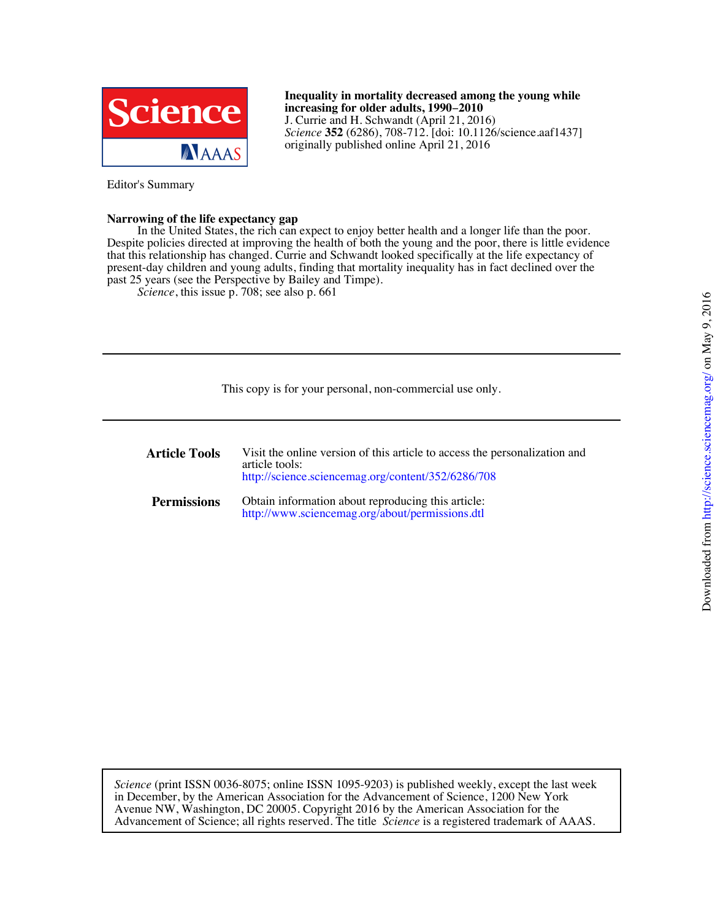**Inequality in mortality decreased among the young while increasing for older adults, 1990–2010**
J. Currie and H. Schwandt (April 21, 2016)
*Science* **352** (6286), 708-712. [doi: 10.1126/science.aaf1437]
originally published online April 21, 2016

Editor's Summary

**Narrowing of the life expectancy gap**

In the United States, the rich can expect to enjoy better health and a longer life than the poor. Despite policies directed at improving the health of both the young and the poor, there is little evidence that this relationship has changed. Currie and Schwandt looked specifically at the life expectancy of present-day children and young adults, finding that mortality inequality has in fact declined over the past 25 years (see the Perspective by Bailey and Timpe).

*Science*, this issue p. 708; see also p. 661

---

This copy is for your personal, non-commercial use only.

---

**Article Tools** Visit the online version of this article to access the personalization and article tools:
http://science.sciencemag.org/content/352/6286/708

**Permissions** Obtain information about reproducing this article:
http://www.sciencemag.org/about/permissions.dtl

*Science* (print ISSN 0036-8075; online ISSN 1095-9203) is published weekly, except the last week in December, by the American Association for the Advancement of Science, 1200 New York Avenue NW, Washington, DC 20005. Copyright 2016 by the American Association for the Advancement of Science; all rights reserved. The title *Science* is a registered trademark of AAAS.

Downloaded from http://science.sciencemag.org/ on May 9, 2016